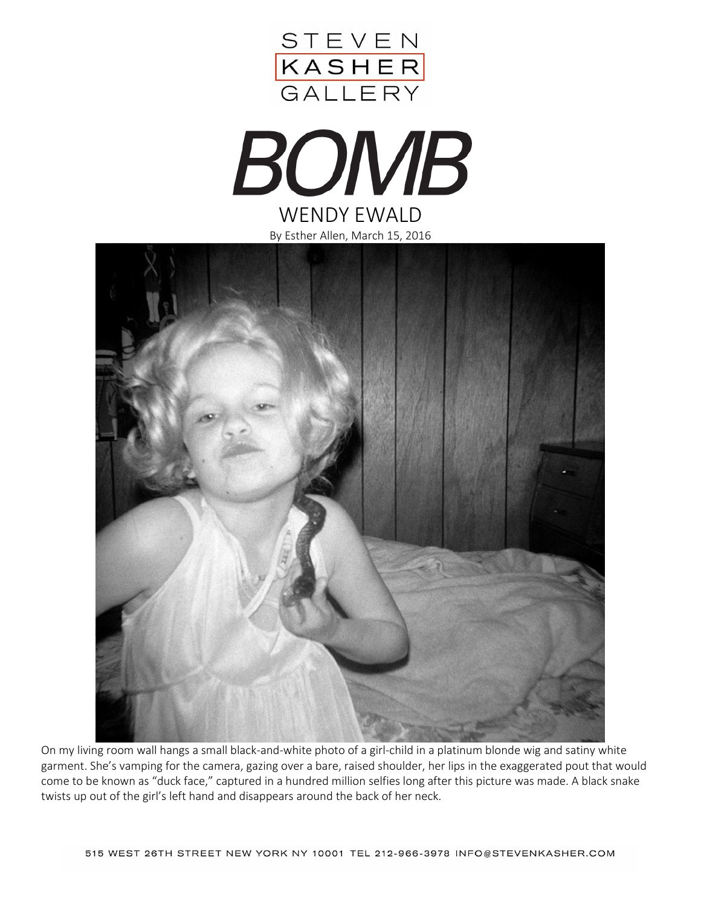STEVEN KASHER GALLERY

# BOMB

## WENDY EWALD

By Esther Allen, March 15, 2016

On my living room wall hangs a small black-and-white photo of a girl-child in a platinum blonde wig and satiny white garment. She's vamping for the camera, gazing over a bare, raised shoulder, her lips in the exaggerated pout that would come to be known as "duck face," captured in a hundred million selfies long after this picture was made. A black snake twists up out of the girl's left hand and disappears around the back of her neck.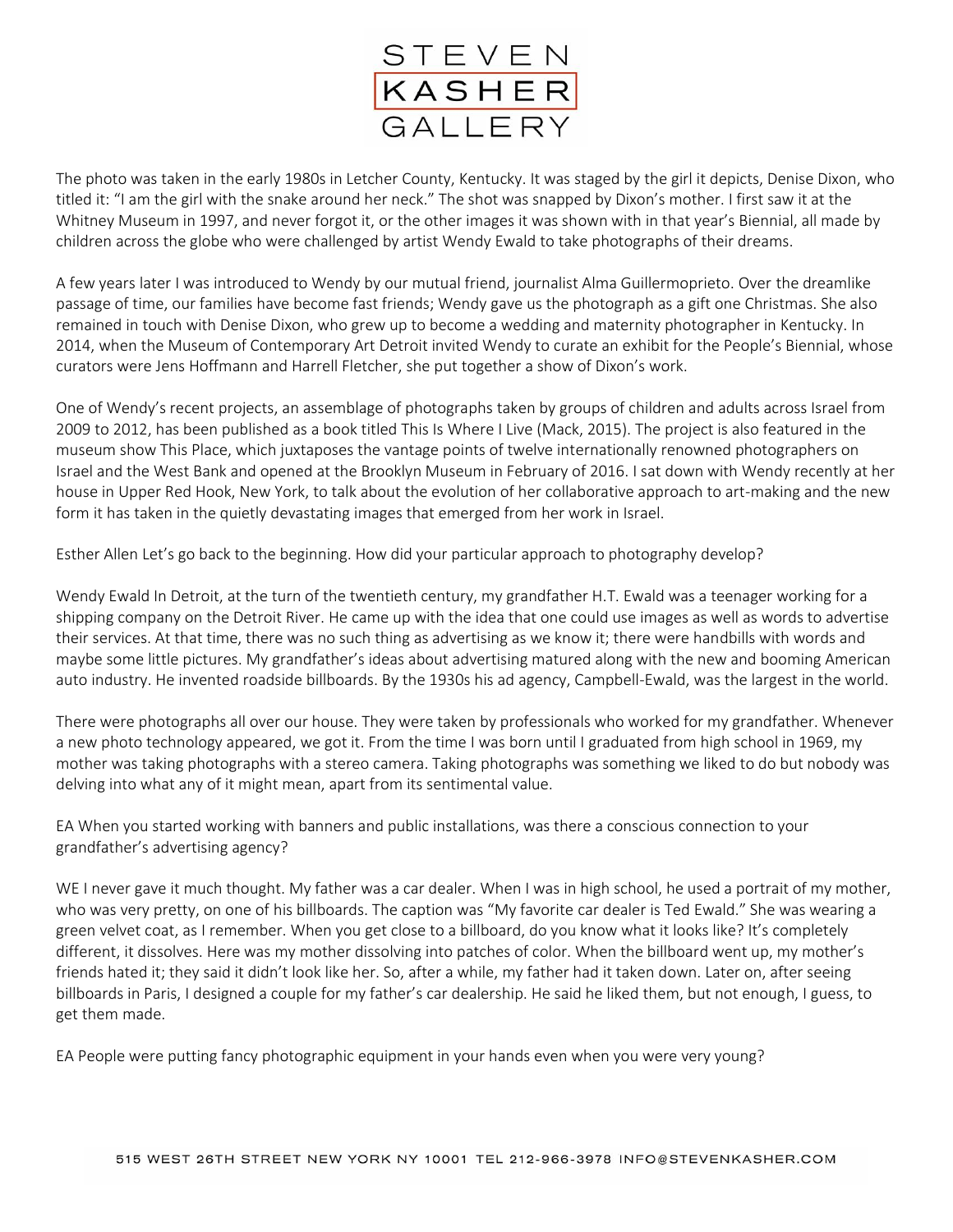The photo was taken in the early 1980s in Letcher County, Kentucky. It was staged by the girl it depicts, Denise Dixon, who titled it: "I am the girl with the snake around her neck." The shot was snapped by Dixon's mother. I first saw it at the Whitney Museum in 1997, and never forgot it, or the other images it was shown with in that year's Biennial, all made by children across the globe who were challenged by artist Wendy Ewald to take photographs of their dreams.

A few years later I was introduced to Wendy by our mutual friend, journalist Alma Guillermoprieto. Over the dreamlike passage of time, our families have become fast friends; Wendy gave us the photograph as a gift one Christmas. She also remained in touch with Denise Dixon, who grew up to become a wedding and maternity photographer in Kentucky. In 2014, when the Museum of Contemporary Art Detroit invited Wendy to curate an exhibit for the People's Biennial, whose curators were Jens Hoffmann and Harrell Fletcher, she put together a show of Dixon's work.

One of Wendy's recent projects, an assemblage of photographs taken by groups of children and adults across Israel from 2009 to 2012, has been published as a book titled This Is Where I Live (Mack, 2015). The project is also featured in the museum show This Place, which juxtaposes the vantage points of twelve internationally renowned photographers on Israel and the West Bank and opened at the Brooklyn Museum in February of 2016. I sat down with Wendy recently at her house in Upper Red Hook, New York, to talk about the evolution of her collaborative approach to art-making and the new form it has taken in the quietly devastating images that emerged from her work in Israel.

Esther Allen Let's go back to the beginning. How did your particular approach to photography develop?

Wendy Ewald In Detroit, at the turn of the twentieth century, my grandfather H.T. Ewald was a teenager working for a shipping company on the Detroit River. He came up with the idea that one could use images as well as words to advertise their services. At that time, there was no such thing as advertising as we know it; there were handbills with words and maybe some little pictures. My grandfather's ideas about advertising matured along with the new and booming American auto industry. He invented roadside billboards. By the 1930s his ad agency, Campbell-Ewald, was the largest in the world.

There were photographs all over our house. They were taken by professionals who worked for my grandfather. Whenever a new photo technology appeared, we got it. From the time I was born until I graduated from high school in 1969, my mother was taking photographs with a stereo camera. Taking photographs was something we liked to do but nobody was delving into what any of it might mean, apart from its sentimental value.

EA When you started working with banners and public installations, was there a conscious connection to your grandfather's advertising agency?

WE I never gave it much thought. My father was a car dealer. When I was in high school, he used a portrait of my mother, who was very pretty, on one of his billboards. The caption was "My favorite car dealer is Ted Ewald." She was wearing a green velvet coat, as I remember. When you get close to a billboard, do you know what it looks like? It's completely different, it dissolves. Here was my mother dissolving into patches of color. When the billboard went up, my mother's friends hated it; they said it didn't look like her. So, after a while, my father had it taken down. Later on, after seeing billboards in Paris, I designed a couple for my father's car dealership. He said he liked them, but not enough, I guess, to get them made.

EA People were putting fancy photographic equipment in your hands even when you were very young?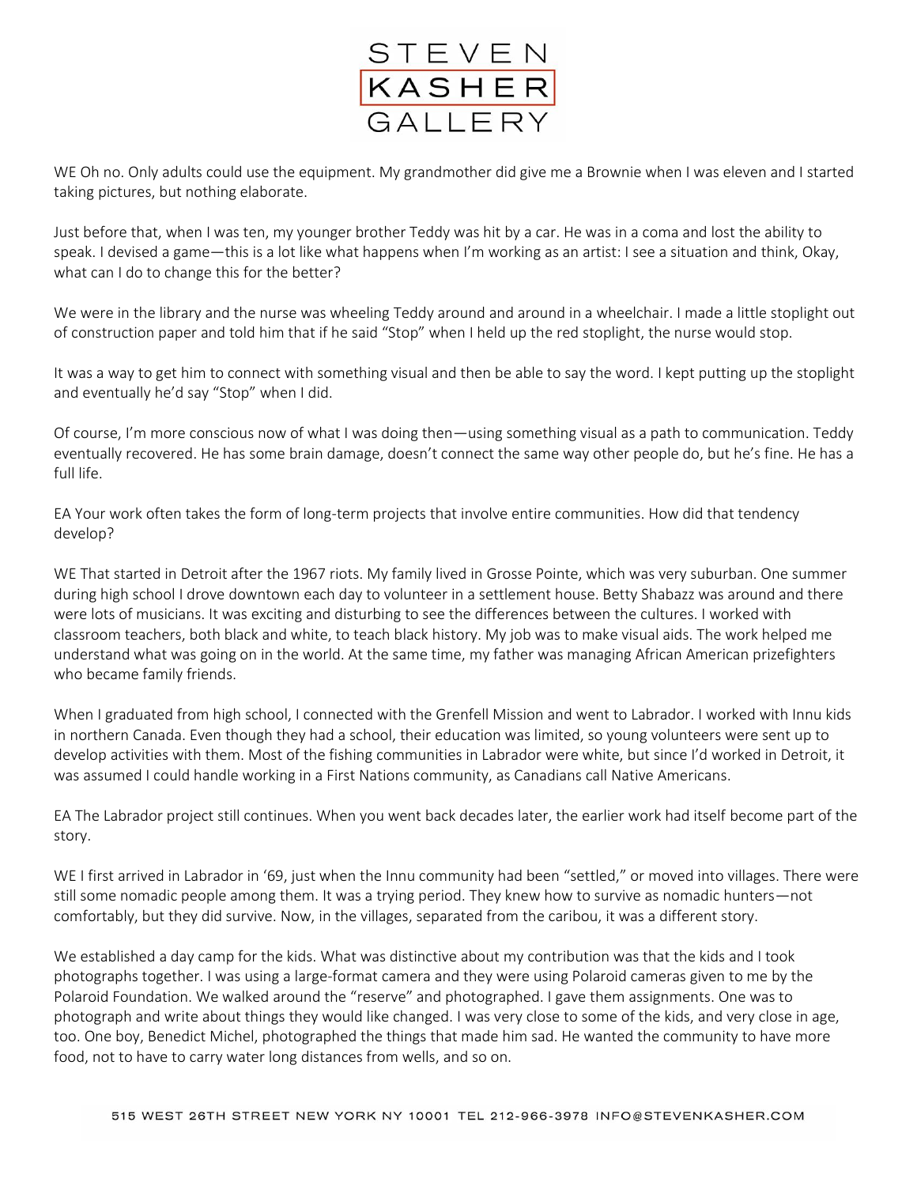WE Oh no. Only adults could use the equipment. My grandmother did give me a Brownie when I was eleven and I started taking pictures, but nothing elaborate.

Just before that, when I was ten, my younger brother Teddy was hit by a car. He was in a coma and lost the ability to speak. I devised a game—this is a lot like what happens when I'm working as an artist: I see a situation and think, Okay, what can I do to change this for the better?

We were in the library and the nurse was wheeling Teddy around and around in a wheelchair. I made a little stoplight out of construction paper and told him that if he said "Stop" when I held up the red stoplight, the nurse would stop.

It was a way to get him to connect with something visual and then be able to say the word. I kept putting up the stoplight and eventually he'd say "Stop" when I did.

Of course, I'm more conscious now of what I was doing then—using something visual as a path to communication. Teddy eventually recovered. He has some brain damage, doesn't connect the same way other people do, but he's fine. He has a full life.

EA Your work often takes the form of long-term projects that involve entire communities. How did that tendency develop?

WE That started in Detroit after the 1967 riots. My family lived in Grosse Pointe, which was very suburban. One summer during high school I drove downtown each day to volunteer in a settlement house. Betty Shabazz was around and there were lots of musicians. It was exciting and disturbing to see the differences between the cultures. I worked with classroom teachers, both black and white, to teach black history. My job was to make visual aids. The work helped me understand what was going on in the world. At the same time, my father was managing African American prizefighters who became family friends.

When I graduated from high school, I connected with the Grenfell Mission and went to Labrador. I worked with Innu kids in northern Canada. Even though they had a school, their education was limited, so young volunteers were sent up to develop activities with them. Most of the fishing communities in Labrador were white, but since I'd worked in Detroit, it was assumed I could handle working in a First Nations community, as Canadians call Native Americans.

EA The Labrador project still continues. When you went back decades later, the earlier work had itself become part of the story.

WE I first arrived in Labrador in '69, just when the Innu community had been "settled," or moved into villages. There were still some nomadic people among them. It was a trying period. They knew how to survive as nomadic hunters—not comfortably, but they did survive. Now, in the villages, separated from the caribou, it was a different story.

We established a day camp for the kids. What was distinctive about my contribution was that the kids and I took photographs together. I was using a large-format camera and they were using Polaroid cameras given to me by the Polaroid Foundation. We walked around the "reserve" and photographed. I gave them assignments. One was to photograph and write about things they would like changed. I was very close to some of the kids, and very close in age, too. One boy, Benedict Michel, photographed the things that made him sad. He wanted the community to have more food, not to have to carry water long distances from wells, and so on.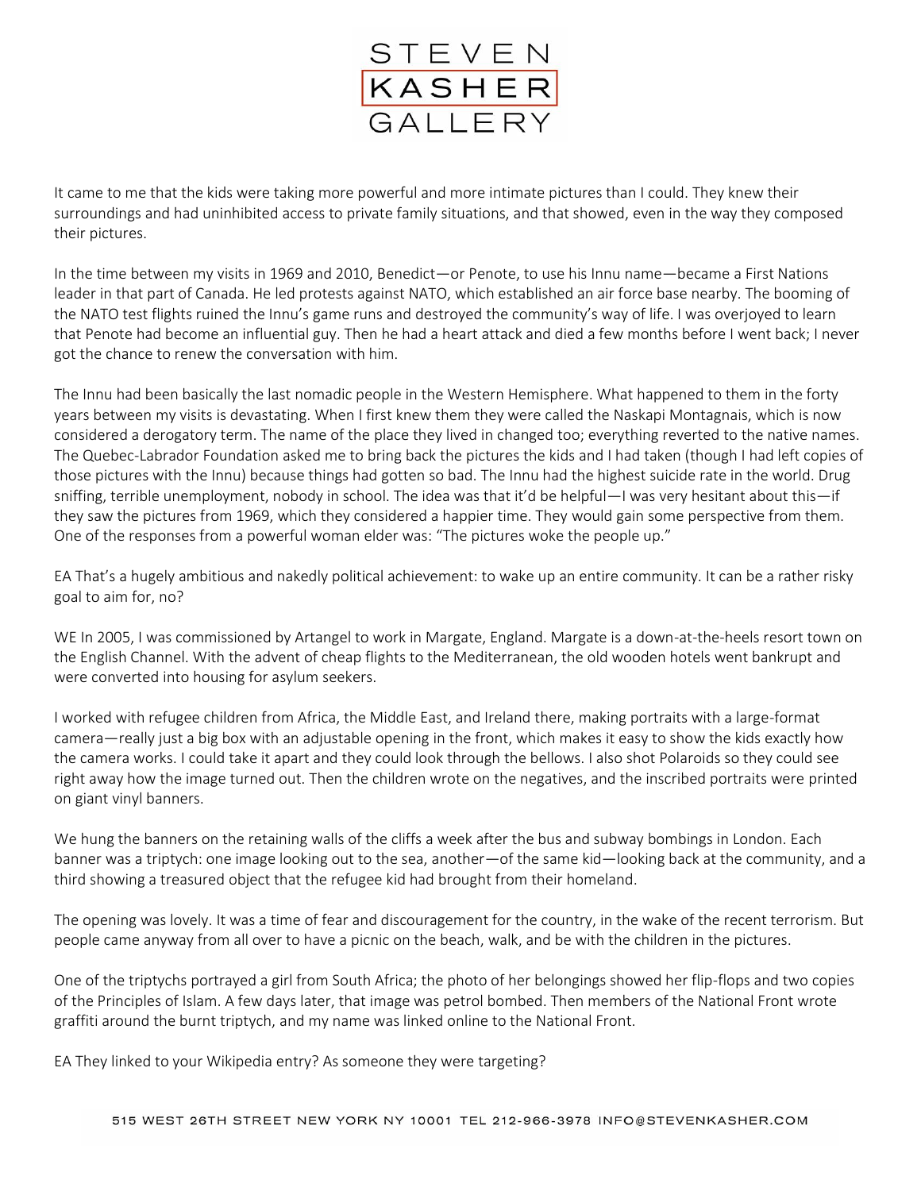It came to me that the kids were taking more powerful and more intimate pictures than I could. They knew their surroundings and had uninhibited access to private family situations, and that showed, even in the way they composed their pictures.

In the time between my visits in 1969 and 2010, Benedict—or Penote, to use his Innu name—became a First Nations leader in that part of Canada. He led protests against NATO, which established an air force base nearby. The booming of the NATO test flights ruined the Innu's game runs and destroyed the community's way of life. I was overjoyed to learn that Penote had become an influential guy. Then he had a heart attack and died a few months before I went back; I never got the chance to renew the conversation with him.

The Innu had been basically the last nomadic people in the Western Hemisphere. What happened to them in the forty years between my visits is devastating. When I first knew them they were called the Naskapi Montagnais, which is now considered a derogatory term. The name of the place they lived in changed too; everything reverted to the native names. The Quebec-Labrador Foundation asked me to bring back the pictures the kids and I had taken (though I had left copies of those pictures with the Innu) because things had gotten so bad. The Innu had the highest suicide rate in the world. Drug sniffing, terrible unemployment, nobody in school. The idea was that it'd be helpful—I was very hesitant about this—if they saw the pictures from 1969, which they considered a happier time. They would gain some perspective from them. One of the responses from a powerful woman elder was: "The pictures woke the people up."

EA That's a hugely ambitious and nakedly political achievement: to wake up an entire community. It can be a rather risky goal to aim for, no?

WE In 2005, I was commissioned by Artangel to work in Margate, England. Margate is a down-at-the-heels resort town on the English Channel. With the advent of cheap flights to the Mediterranean, the old wooden hotels went bankrupt and were converted into housing for asylum seekers.

I worked with refugee children from Africa, the Middle East, and Ireland there, making portraits with a large-format camera—really just a big box with an adjustable opening in the front, which makes it easy to show the kids exactly how the camera works. I could take it apart and they could look through the bellows. I also shot Polaroids so they could see right away how the image turned out. Then the children wrote on the negatives, and the inscribed portraits were printed on giant vinyl banners.

We hung the banners on the retaining walls of the cliffs a week after the bus and subway bombings in London. Each banner was a triptych: one image looking out to the sea, another—of the same kid—looking back at the community, and a third showing a treasured object that the refugee kid had brought from their homeland.

The opening was lovely. It was a time of fear and discouragement for the country, in the wake of the recent terrorism. But people came anyway from all over to have a picnic on the beach, walk, and be with the children in the pictures.

One of the triptychs portrayed a girl from South Africa; the photo of her belongings showed her flip-flops and two copies of the Principles of Islam. A few days later, that image was petrol bombed. Then members of the National Front wrote graffiti around the burnt triptych, and my name was linked online to the National Front.

EA They linked to your Wikipedia entry? As someone they were targeting?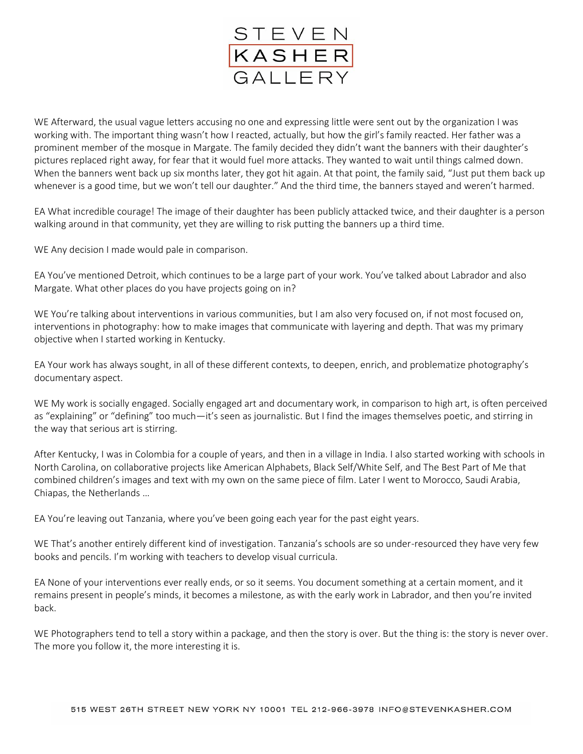WE Afterward, the usual vague letters accusing no one and expressing little were sent out by the organization I was working with. The important thing wasn't how I reacted, actually, but how the girl's family reacted. Her father was a prominent member of the mosque in Margate. The family decided they didn't want the banners with their daughter's pictures replaced right away, for fear that it would fuel more attacks. They wanted to wait until things calmed down. When the banners went back up six months later, they got hit again. At that point, the family said, "Just put them back up whenever is a good time, but we won't tell our daughter." And the third time, the banners stayed and weren't harmed.

EA What incredible courage! The image of their daughter has been publicly attacked twice, and their daughter is a person walking around in that community, yet they are willing to risk putting the banners up a third time.

WE Any decision I made would pale in comparison.

EA You've mentioned Detroit, which continues to be a large part of your work. You've talked about Labrador and also Margate. What other places do you have projects going on in?

WE You're talking about interventions in various communities, but I am also very focused on, if not most focused on, interventions in photography: how to make images that communicate with layering and depth. That was my primary objective when I started working in Kentucky.

EA Your work has always sought, in all of these different contexts, to deepen, enrich, and problematize photography's documentary aspect.

WE My work is socially engaged. Socially engaged art and documentary work, in comparison to high art, is often perceived as "explaining" or "defining" too much—it's seen as journalistic. But I find the images themselves poetic, and stirring in the way that serious art is stirring.

After Kentucky, I was in Colombia for a couple of years, and then in a village in India. I also started working with schools in North Carolina, on collaborative projects like American Alphabets, Black Self/White Self, and The Best Part of Me that combined children's images and text with my own on the same piece of film. Later I went to Morocco, Saudi Arabia, Chiapas, the Netherlands …

EA You're leaving out Tanzania, where you've been going each year for the past eight years.

WE That's another entirely different kind of investigation. Tanzania's schools are so under-resourced they have very few books and pencils. I'm working with teachers to develop visual curricula.

EA None of your interventions ever really ends, or so it seems. You document something at a certain moment, and it remains present in people's minds, it becomes a milestone, as with the early work in Labrador, and then you're invited back.

WE Photographers tend to tell a story within a package, and then the story is over. But the thing is: the story is never over. The more you follow it, the more interesting it is.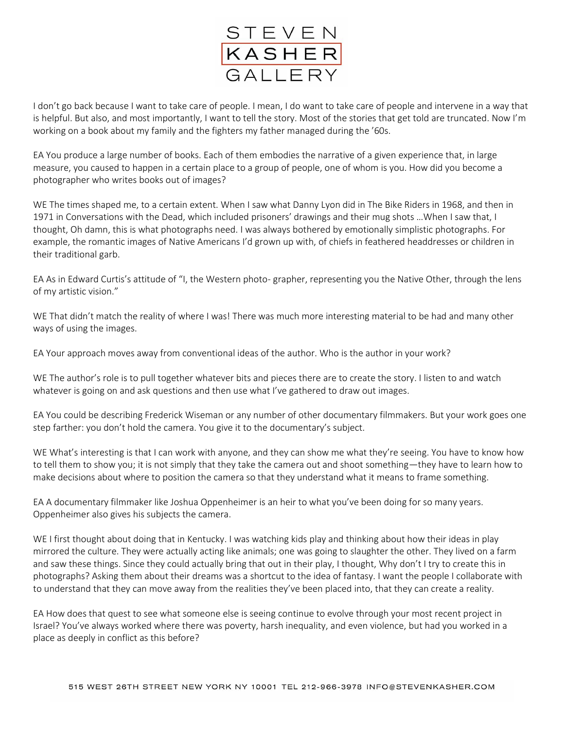I don't go back because I want to take care of people. I mean, I do want to take care of people and intervene in a way that is helpful. But also, and most importantly, I want to tell the story. Most of the stories that get told are truncated. Now I'm working on a book about my family and the fighters my father managed during the '60s.

EA You produce a large number of books. Each of them embodies the narrative of a given experience that, in large measure, you caused to happen in a certain place to a group of people, one of whom is you. How did you become a photographer who writes books out of images?

WE The times shaped me, to a certain extent. When I saw what Danny Lyon did in The Bike Riders in 1968, and then in 1971 in Conversations with the Dead, which included prisoners' drawings and their mug shots …When I saw that, I thought, Oh damn, this is what photographs need. I was always bothered by emotionally simplistic photographs. For example, the romantic images of Native Americans I'd grown up with, of chiefs in feathered headdresses or children in their traditional garb.

EA As in Edward Curtis's attitude of "I, the Western photo- grapher, representing you the Native Other, through the lens of my artistic vision."

WE That didn't match the reality of where I was! There was much more interesting material to be had and many other ways of using the images.

EA Your approach moves away from conventional ideas of the author. Who is the author in your work?

WE The author's role is to pull together whatever bits and pieces there are to create the story. I listen to and watch whatever is going on and ask questions and then use what I've gathered to draw out images.

EA You could be describing Frederick Wiseman or any number of other documentary filmmakers. But your work goes one step farther: you don't hold the camera. You give it to the documentary's subject.

WE What's interesting is that I can work with anyone, and they can show me what they're seeing. You have to know how to tell them to show you; it is not simply that they take the camera out and shoot something—they have to learn how to make decisions about where to position the camera so that they understand what it means to frame something.

EA A documentary filmmaker like Joshua Oppenheimer is an heir to what you've been doing for so many years. Oppenheimer also gives his subjects the camera.

WE I first thought about doing that in Kentucky. I was watching kids play and thinking about how their ideas in play mirrored the culture. They were actually acting like animals; one was going to slaughter the other. They lived on a farm and saw these things. Since they could actually bring that out in their play, I thought, Why don't I try to create this in photographs? Asking them about their dreams was a shortcut to the idea of fantasy. I want the people I collaborate with to understand that they can move away from the realities they've been placed into, that they can create a reality.

EA How does that quest to see what someone else is seeing continue to evolve through your most recent project in Israel? You've always worked where there was poverty, harsh inequality, and even violence, but had you worked in a place as deeply in conflict as this before?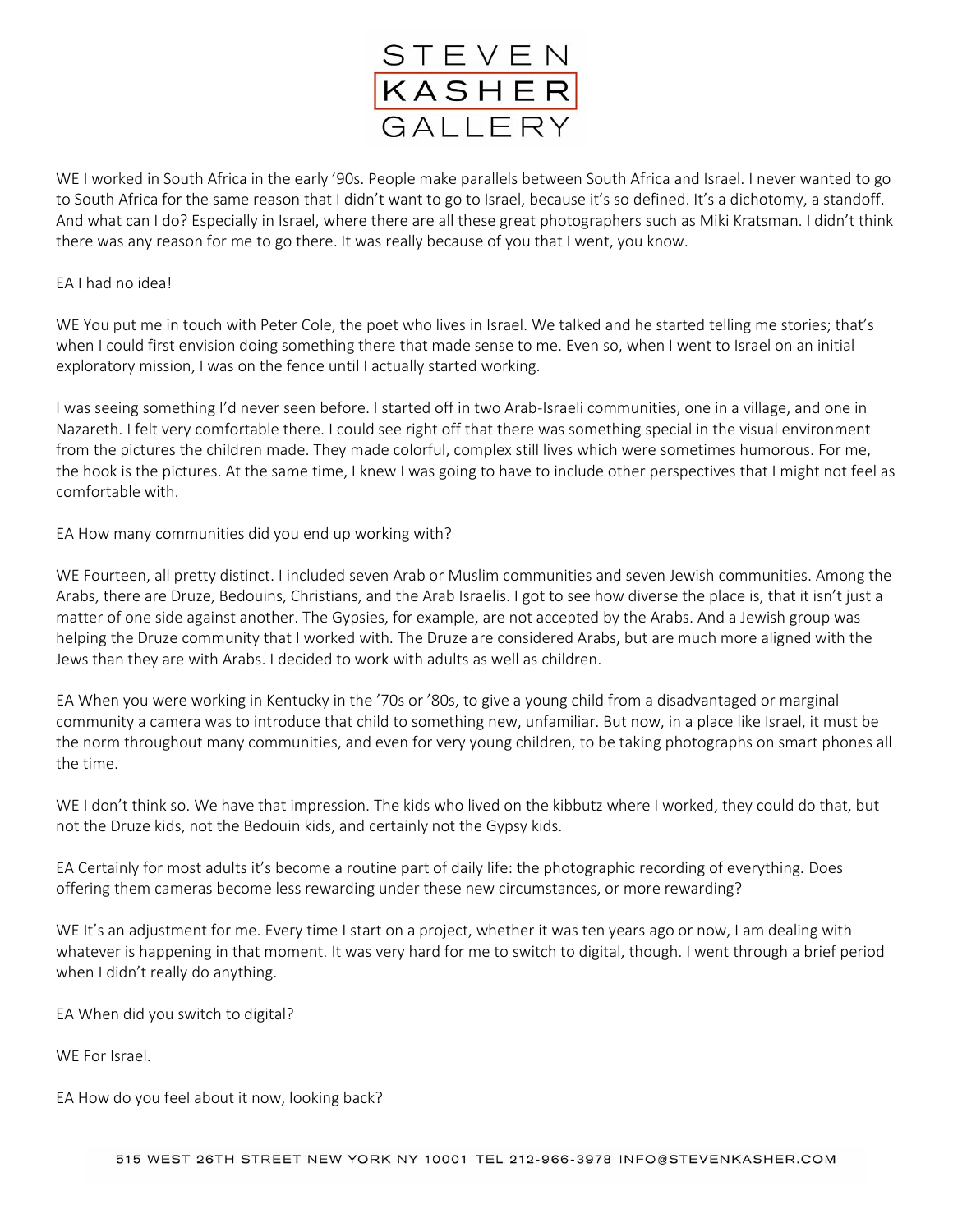WE I worked in South Africa in the early '90s. People make parallels between South Africa and Israel. I never wanted to go to South Africa for the same reason that I didn't want to go to Israel, because it's so defined. It's a dichotomy, a standoff. And what can I do? Especially in Israel, where there are all these great photographers such as Miki Kratsman. I didn't think there was any reason for me to go there. It was really because of you that I went, you know.

EA I had no idea!

WE You put me in touch with Peter Cole, the poet who lives in Israel. We talked and he started telling me stories; that's when I could first envision doing something there that made sense to me. Even so, when I went to Israel on an initial exploratory mission, I was on the fence until I actually started working.

I was seeing something I'd never seen before. I started off in two Arab-Israeli communities, one in a village, and one in Nazareth. I felt very comfortable there. I could see right off that there was something special in the visual environment from the pictures the children made. They made colorful, complex still lives which were sometimes humorous. For me, the hook is the pictures. At the same time, I knew I was going to have to include other perspectives that I might not feel as comfortable with.

EA How many communities did you end up working with?

WE Fourteen, all pretty distinct. I included seven Arab or Muslim communities and seven Jewish communities. Among the Arabs, there are Druze, Bedouins, Christians, and the Arab Israelis. I got to see how diverse the place is, that it isn't just a matter of one side against another. The Gypsies, for example, are not accepted by the Arabs. And a Jewish group was helping the Druze community that I worked with. The Druze are considered Arabs, but are much more aligned with the Jews than they are with Arabs. I decided to work with adults as well as children.

EA When you were working in Kentucky in the '70s or '80s, to give a young child from a disadvantaged or marginal community a camera was to introduce that child to something new, unfamiliar. But now, in a place like Israel, it must be the norm throughout many communities, and even for very young children, to be taking photographs on smart phones all the time.

WE I don't think so. We have that impression. The kids who lived on the kibbutz where I worked, they could do that, but not the Druze kids, not the Bedouin kids, and certainly not the Gypsy kids.

EA Certainly for most adults it's become a routine part of daily life: the photographic recording of everything. Does offering them cameras become less rewarding under these new circumstances, or more rewarding?

WE It's an adjustment for me. Every time I start on a project, whether it was ten years ago or now, I am dealing with whatever is happening in that moment. It was very hard for me to switch to digital, though. I went through a brief period when I didn't really do anything.

EA When did you switch to digital?

WE For Israel.

EA How do you feel about it now, looking back?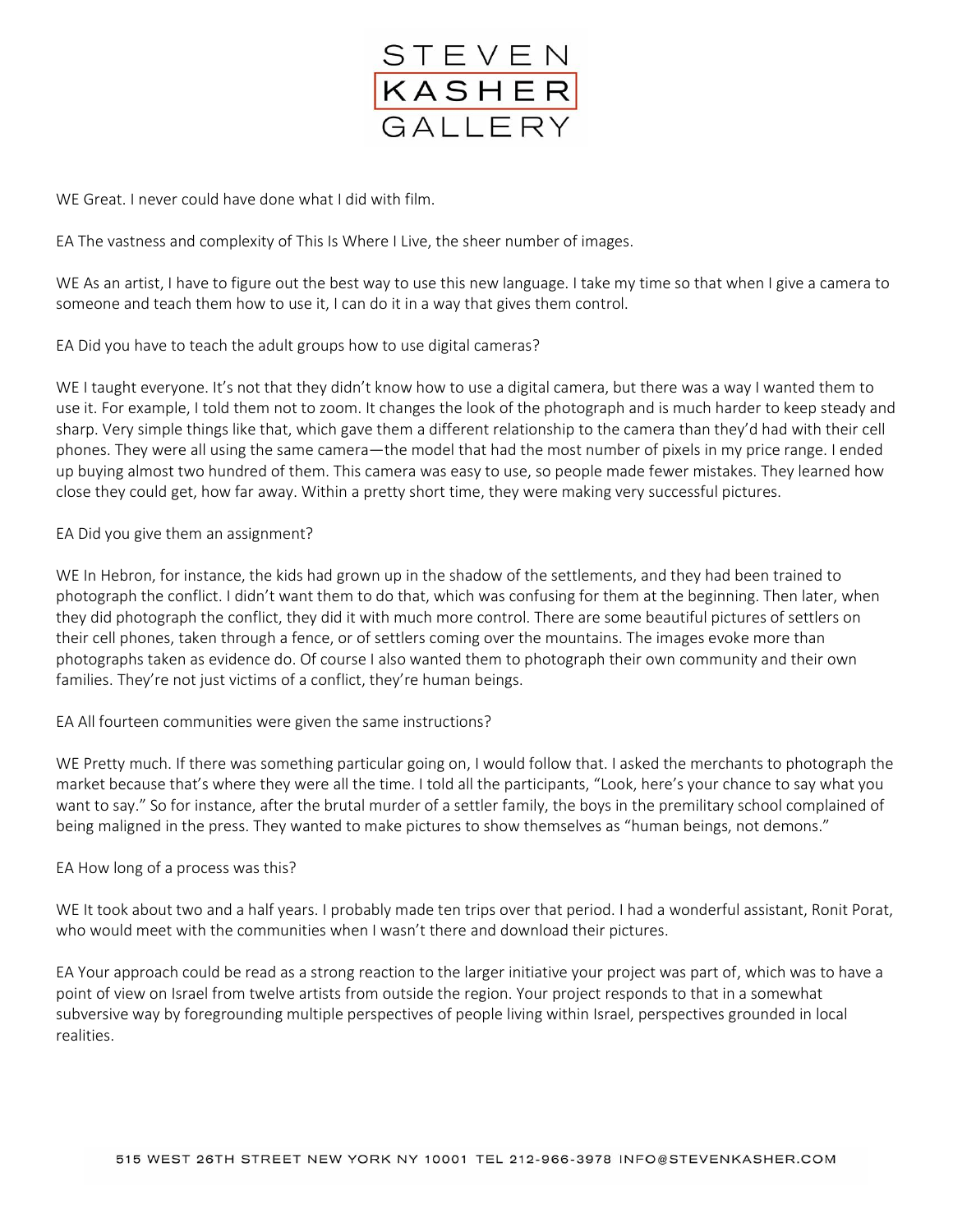WE Great. I never could have done what I did with film.

EA The vastness and complexity of This Is Where I Live, the sheer number of images.

WE As an artist, I have to figure out the best way to use this new language. I take my time so that when I give a camera to someone and teach them how to use it, I can do it in a way that gives them control.

EA Did you have to teach the adult groups how to use digital cameras?

WE I taught everyone. It's not that they didn't know how to use a digital camera, but there was a way I wanted them to use it. For example, I told them not to zoom. It changes the look of the photograph and is much harder to keep steady and sharp. Very simple things like that, which gave them a different relationship to the camera than they'd had with their cell phones. They were all using the same camera—the model that had the most number of pixels in my price range. I ended up buying almost two hundred of them. This camera was easy to use, so people made fewer mistakes. They learned how close they could get, how far away. Within a pretty short time, they were making very successful pictures.

EA Did you give them an assignment?

WE In Hebron, for instance, the kids had grown up in the shadow of the settlements, and they had been trained to photograph the conflict. I didn't want them to do that, which was confusing for them at the beginning. Then later, when they did photograph the conflict, they did it with much more control. There are some beautiful pictures of settlers on their cell phones, taken through a fence, or of settlers coming over the mountains. The images evoke more than photographs taken as evidence do. Of course I also wanted them to photograph their own community and their own families. They're not just victims of a conflict, they're human beings.

EA All fourteen communities were given the same instructions?

WE Pretty much. If there was something particular going on, I would follow that. I asked the merchants to photograph the market because that's where they were all the time. I told all the participants, "Look, here's your chance to say what you want to say." So for instance, after the brutal murder of a settler family, the boys in the premilitary school complained of being maligned in the press. They wanted to make pictures to show themselves as "human beings, not demons."

EA How long of a process was this?

WE It took about two and a half years. I probably made ten trips over that period. I had a wonderful assistant, Ronit Porat, who would meet with the communities when I wasn't there and download their pictures.

EA Your approach could be read as a strong reaction to the larger initiative your project was part of, which was to have a point of view on Israel from twelve artists from outside the region. Your project responds to that in a somewhat subversive way by foregrounding multiple perspectives of people living within Israel, perspectives grounded in local realities.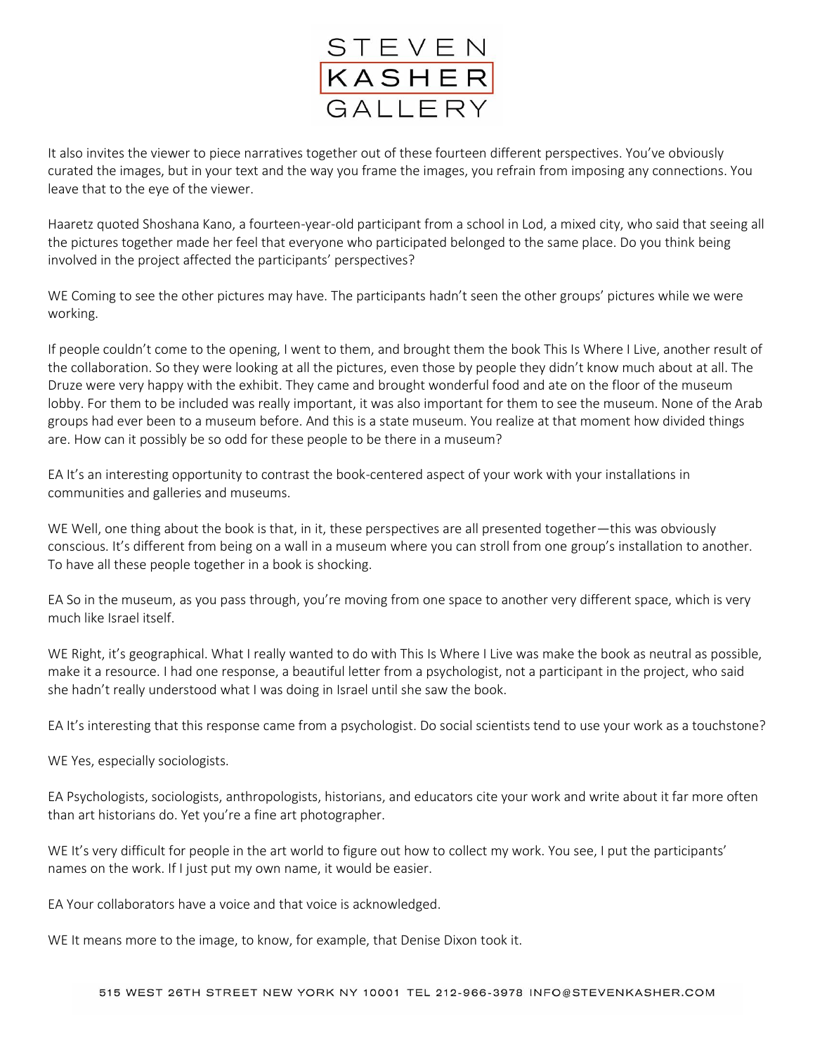It also invites the viewer to piece narratives together out of these fourteen different perspectives. You've obviously curated the images, but in your text and the way you frame the images, you refrain from imposing any connections. You leave that to the eye of the viewer.

Haaretz quoted Shoshana Kano, a fourteen-year-old participant from a school in Lod, a mixed city, who said that seeing all the pictures together made her feel that everyone who participated belonged to the same place. Do you think being involved in the project affected the participants' perspectives?

WE Coming to see the other pictures may have. The participants hadn't seen the other groups' pictures while we were working.

If people couldn't come to the opening, I went to them, and brought them the book This Is Where I Live, another result of the collaboration. So they were looking at all the pictures, even those by people they didn't know much about at all. The Druze were very happy with the exhibit. They came and brought wonderful food and ate on the floor of the museum lobby. For them to be included was really important, it was also important for them to see the museum. None of the Arab groups had ever been to a museum before. And this is a state museum. You realize at that moment how divided things are. How can it possibly be so odd for these people to be there in a museum?

EA It's an interesting opportunity to contrast the book-centered aspect of your work with your installations in communities and galleries and museums.

WE Well, one thing about the book is that, in it, these perspectives are all presented together—this was obviously conscious. It's different from being on a wall in a museum where you can stroll from one group's installation to another. To have all these people together in a book is shocking.

EA So in the museum, as you pass through, you're moving from one space to another very different space, which is very much like Israel itself.

WE Right, it's geographical. What I really wanted to do with This Is Where I Live was make the book as neutral as possible, make it a resource. I had one response, a beautiful letter from a psychologist, not a participant in the project, who said she hadn't really understood what I was doing in Israel until she saw the book.

EA It's interesting that this response came from a psychologist. Do social scientists tend to use your work as a touchstone?

WE Yes, especially sociologists.

EA Psychologists, sociologists, anthropologists, historians, and educators cite your work and write about it far more often than art historians do. Yet you're a fine art photographer.

WE It's very difficult for people in the art world to figure out how to collect my work. You see, I put the participants' names on the work. If I just put my own name, it would be easier.

EA Your collaborators have a voice and that voice is acknowledged.

WE It means more to the image, to know, for example, that Denise Dixon took it.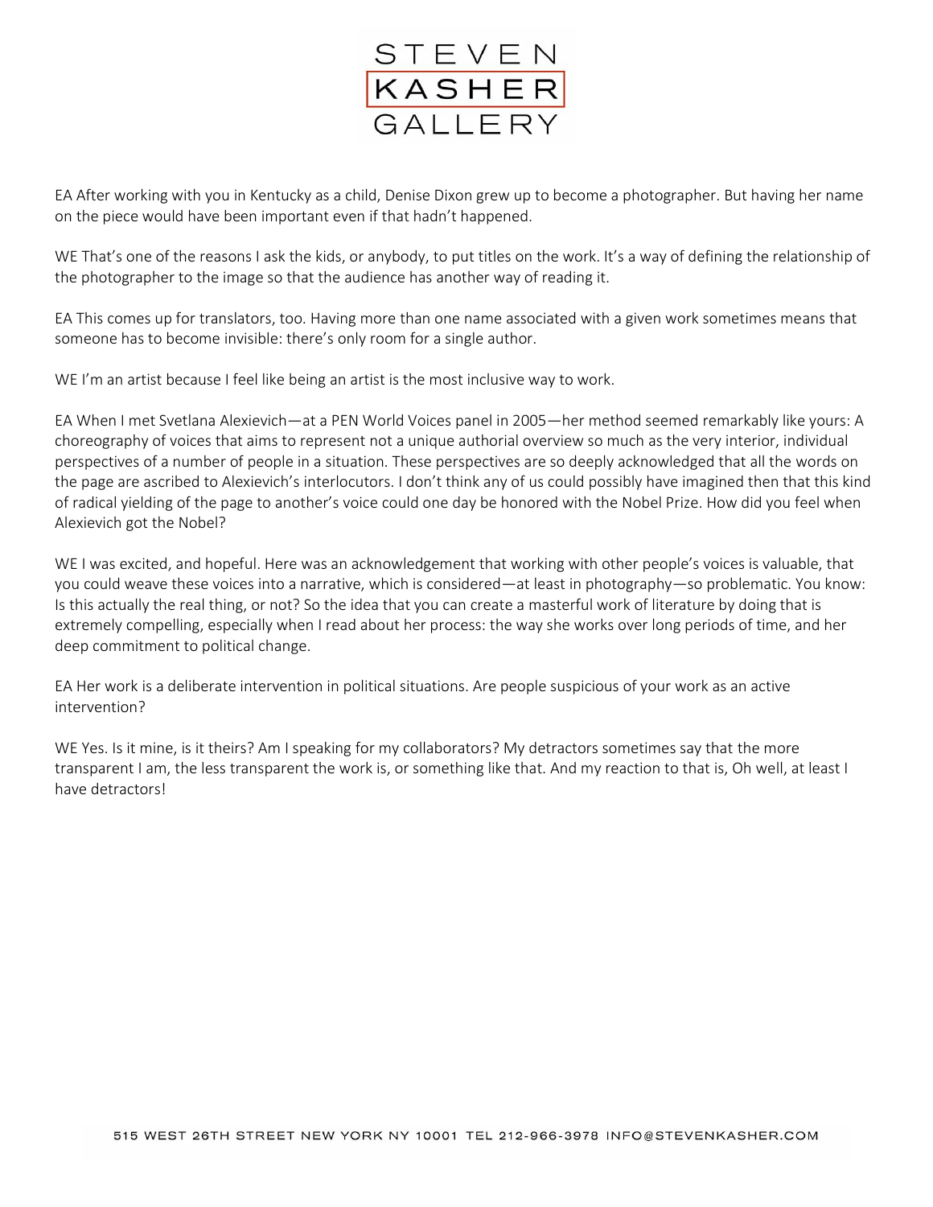EA After working with you in Kentucky as a child, Denise Dixon grew up to become a photographer. But having her name on the piece would have been important even if that hadn't happened.

WE That's one of the reasons I ask the kids, or anybody, to put titles on the work. It's a way of defining the relationship of the photographer to the image so that the audience has another way of reading it.

EA This comes up for translators, too. Having more than one name associated with a given work sometimes means that someone has to become invisible: there's only room for a single author.

WE I'm an artist because I feel like being an artist is the most inclusive way to work.

EA When I met Svetlana Alexievich—at a PEN World Voices panel in 2005—her method seemed remarkably like yours: A choreography of voices that aims to represent not a unique authorial overview so much as the very interior, individual perspectives of a number of people in a situation. These perspectives are so deeply acknowledged that all the words on the page are ascribed to Alexievich's interlocutors. I don't think any of us could possibly have imagined then that this kind of radical yielding of the page to another's voice could one day be honored with the Nobel Prize. How did you feel when Alexievich got the Nobel?

WE I was excited, and hopeful. Here was an acknowledgement that working with other people's voices is valuable, that you could weave these voices into a narrative, which is considered—at least in photography—so problematic. You know: Is this actually the real thing, or not? So the idea that you can create a masterful work of literature by doing that is extremely compelling, especially when I read about her process: the way she works over long periods of time, and her deep commitment to political change.

EA Her work is a deliberate intervention in political situations. Are people suspicious of your work as an active intervention?

WE Yes. Is it mine, is it theirs? Am I speaking for my collaborators? My detractors sometimes say that the more transparent I am, the less transparent the work is, or something like that. And my reaction to that is, Oh well, at least I have detractors!